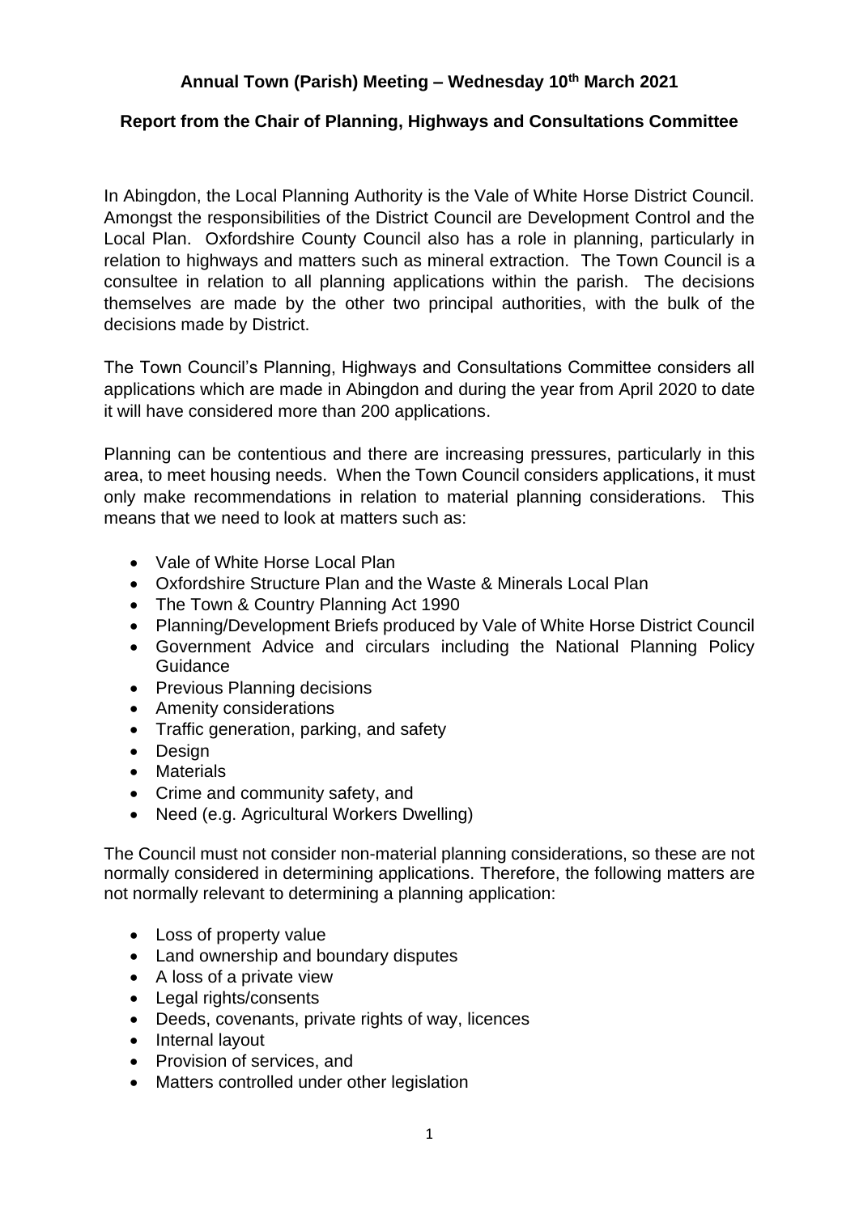## Annual Town (Parish) Meeting – Wednesday 10th March 2021

## Report from the Chair of Planning, Highways and Consultations Committee

In Abingdon, the Local Planning Authority is the Vale of White Horse District Council. Amongst the responsibilities of the District Council are Development Control and the Local Plan. Oxfordshire County Council also has a role in planning, particularly in relation to highways and matters such as mineral extraction. The Town Council is a consultee in relation to all planning applications within the parish. The decisions themselves are made by the other two principal authorities, with the bulk of the decisions made by District.

The Town Council's Planning, Highways and Consultations Committee considers all applications which are made in Abingdon and during the year from April 2020 to date it will have considered more than 200 applications.

Planning can be contentious and there are increasing pressures, particularly in this area, to meet housing needs. When the Town Council considers applications, it must only make recommendations in relation to material planning considerations. This means that we need to look at matters such as:

- Vale of White Horse Local Plan
- Oxfordshire Structure Plan and the Waste & Minerals Local Plan
- The Town & Country Planning Act 1990
- Planning/Development Briefs produced by Vale of White Horse District Council
- Government Advice and circulars including the National Planning Policy Guidance
- Previous Planning decisions
- Amenity considerations
- Traffic generation, parking, and safety
- Design
- Materials
- Crime and community safety, and
- Need (e.g. Agricultural Workers Dwelling)

The Council must not consider non-material planning considerations, so these are not normally considered in determining applications. Therefore, the following matters are not normally relevant to determining a planning application:

- Loss of property value
- Land ownership and boundary disputes
- A loss of a private view
- Legal rights/consents
- Deeds, covenants, private rights of way, licences
- Internal layout
- Provision of services, and
- Matters controlled under other legislation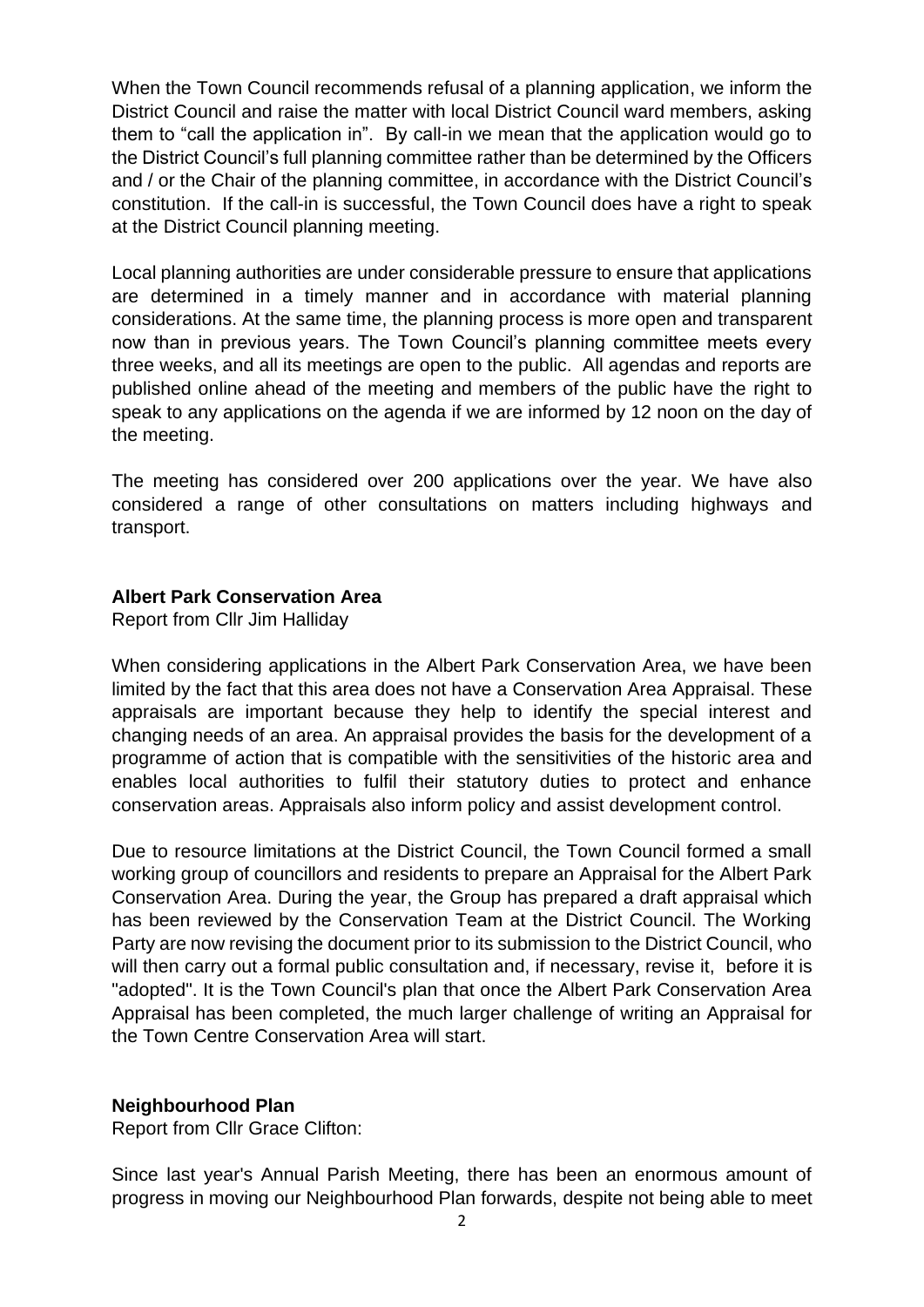When the Town Council recommends refusal of a planning application, we inform the District Council and raise the matter with local District Council ward members, asking them to "call the application in". By call-in we mean that the application would go to the District Council's full planning committee rather than be determined by the Officers and / or the Chair of the planning committee, in accordance with the District Council's constitution. If the call-in is successful, the Town Council does have a right to speak at the District Council planning meeting.

Local planning authorities are under considerable pressure to ensure that applications are determined in a timely manner and in accordance with material planning considerations. At the same time, the planning process is more open and transparent now than in previous years. The Town Council's planning committee meets every three weeks, and all its meetings are open to the public. All agendas and reports are published online ahead of the meeting and members of the public have the right to speak to any applications on the agenda if we are informed by 12 noon on the day of the meeting.

The meeting has considered over 200 applications over the year. We have also considered a range of other consultations on matters including highways and transport.

**Albert Park Conservation Area**

Report from Cllr Jim Halliday

When considering applications in the Albert Park Conservation Area, we have been limited by the fact that this area does not have a Conservation Area Appraisal. These appraisals are important because they help to identify the special interest and changing needs of an area. An appraisal provides the basis for the development of a programme of action that is compatible with the sensitivities of the historic area and enables local authorities to fulfil their statutory duties to protect and enhance conservation areas. Appraisals also inform policy and assist development control.

Due to resource limitations at the District Council, the Town Council formed a small working group of councillors and residents to prepare an Appraisal for the Albert Park Conservation Area. During the year, the Group has prepared a draft appraisal which has been reviewed by the Conservation Team at the District Council. The Working Party are now revising the document prior to its submission to the District Council, who will then carry out a formal public consultation and, if necessary, revise it, before it is "adopted". It is the Town Council's plan that once the Albert Park Conservation Area Appraisal has been completed, the much larger challenge of writing an Appraisal for the Town Centre Conservation Area will start.

**Neighbourhood Plan**

Report from Cllr Grace Clifton:

Since last year's Annual Parish Meeting, there has been an enormous amount of progress in moving our Neighbourhood Plan forwards, despite not being able to meet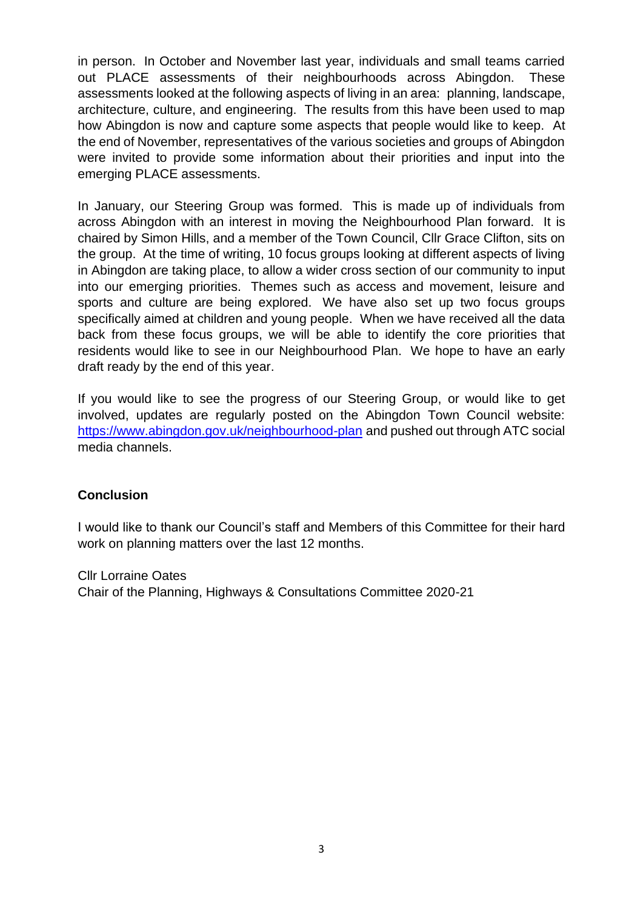in person. In October and November last year, individuals and small teams carried out PLACE assessments of their neighbourhoods across Abingdon. These assessments looked at the following aspects of living in an area: planning, landscape, architecture, culture, and engineering. The results from this have been used to map how Abingdon is now and capture some aspects that people would like to keep. At the end of November, representatives of the various societies and groups of Abingdon were invited to provide some information about their priorities and input into the emerging PLACE assessments.

In January, our Steering Group was formed. This is made up of individuals from across Abingdon with an interest in moving the Neighbourhood Plan forward. It is chaired by Simon Hills, and a member of the Town Council, Cllr Grace Clifton, sits on the group. At the time of writing, 10 focus groups looking at different aspects of living in Abingdon are taking place, to allow a wider cross section of our community to input into our emerging priorities. Themes such as access and movement, leisure and sports and culture are being explored. We have also set up two focus groups specifically aimed at children and young people. When we have received all the data back from these focus groups, we will be able to identify the core priorities that residents would like to see in our Neighbourhood Plan. We hope to have an early draft ready by the end of this year.

If you would like to see the progress of our Steering Group, or would like to get involved, updates are regularly posted on the Abingdon Town Council website: https://www.abingdon.gov.uk/neighbourhood-plan and pushed out through ATC social media channels.

**Conclusion**

I would like to thank our Council's staff and Members of this Committee for their hard work on planning matters over the last 12 months.

Cllr Lorraine Oates
Chair of the Planning, Highways & Consultations Committee 2020-21